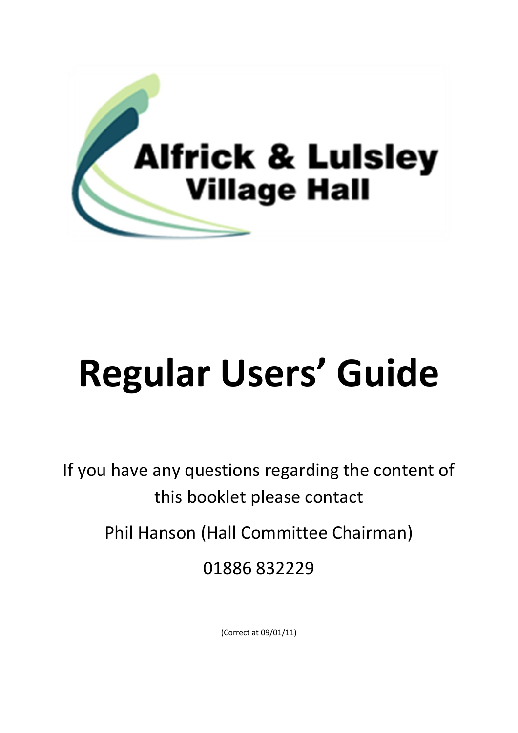Alfrick & Lulsley Village Hall

# Regular Users' Guide

If you have any questions regarding the content of this booklet please contact

Phil Hanson (Hall Committee Chairman)

01886 832229

(Correct at 09/01/11)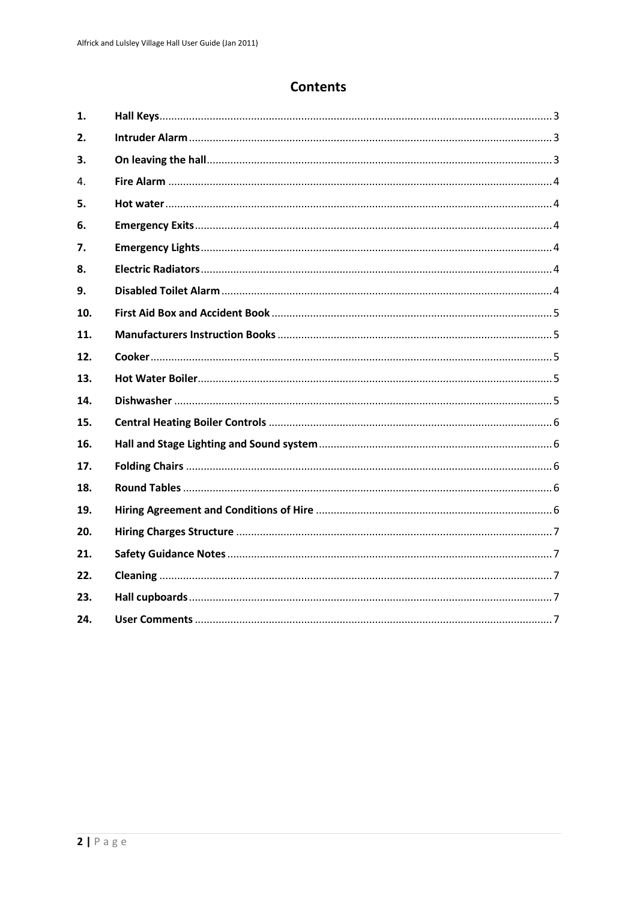# Contents

| | | |
|---|---|---|
| **1.** | **Hall Keys** | 3 |
| **2.** | **Intruder Alarm** | 3 |
| **3.** | **On leaving the hall** | 3 |
| 4. | **Fire Alarm** | 4 |
| **5.** | **Hot water** | 4 |
| **6.** | **Emergency Exits** | 4 |
| **7.** | **Emergency Lights** | 4 |
| **8.** | **Electric Radiators** | 4 |
| **9.** | **Disabled Toilet Alarm** | 4 |
| **10.** | **First Aid Box and Accident Book** | 5 |
| **11.** | **Manufacturers Instruction Books** | 5 |
| **12.** | **Cooker** | 5 |
| **13.** | **Hot Water Boiler** | 5 |
| **14.** | **Dishwasher** | 5 |
| **15.** | **Central Heating Boiler Controls** | 6 |
| **16.** | **Hall and Stage Lighting and Sound system** | 6 |
| **17.** | **Folding Chairs** | 6 |
| **18.** | **Round Tables** | 6 |
| **19.** | **Hiring Agreement and Conditions of Hire** | 6 |
| **20.** | **Hiring Charges Structure** | 7 |
| **21.** | **Safety Guidance Notes** | 7 |
| **22.** | **Cleaning** | 7 |
| **23.** | **Hall cupboards** | 7 |
| **24.** | **User Comments** | 7 |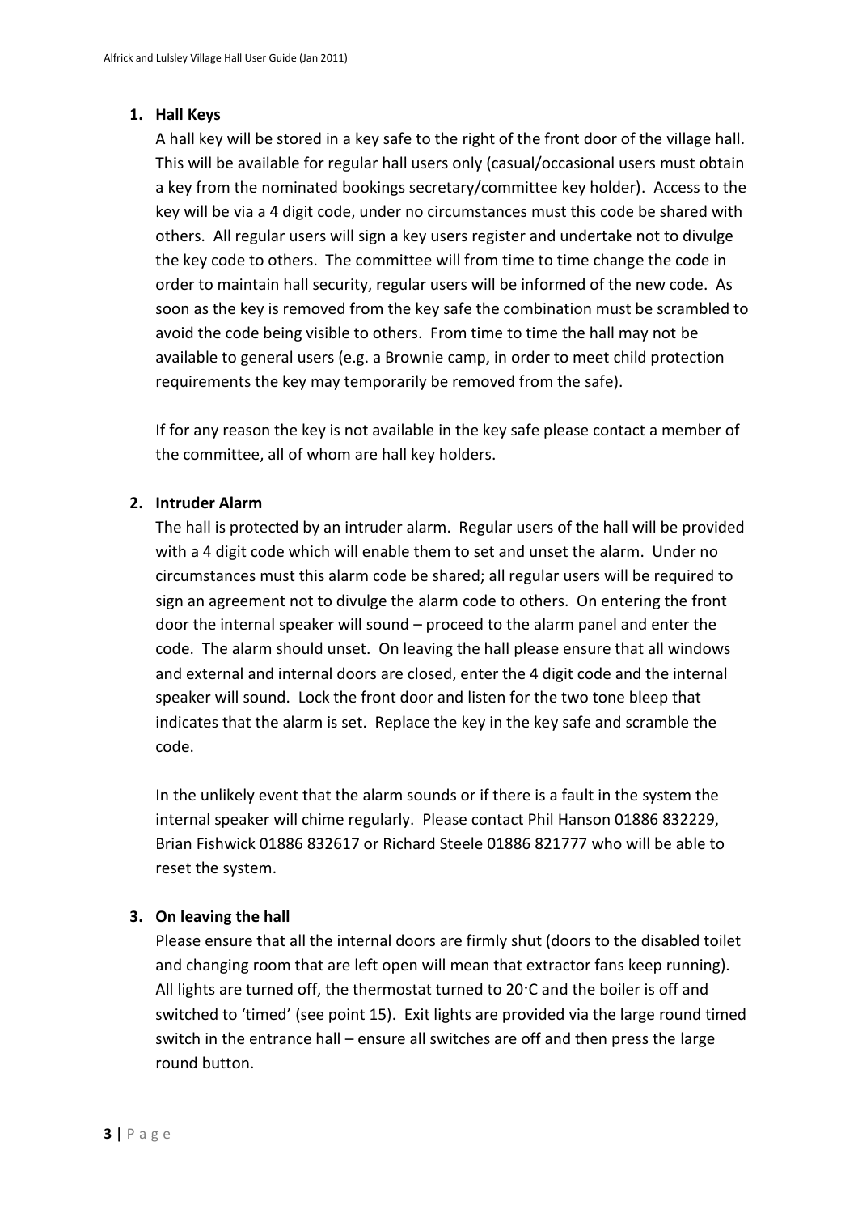1. **Hall Keys**

   A hall key will be stored in a key safe to the right of the front door of the village hall. This will be available for regular hall users only (casual/occasional users must obtain a key from the nominated bookings secretary/committee key holder). Access to the key will be via a 4 digit code, under no circumstances must this code be shared with others. All regular users will sign a key users register and undertake not to divulge the key code to others. The committee will from time to time change the code in order to maintain hall security, regular users will be informed of the new code. As soon as the key is removed from the key safe the combination must be scrambled to avoid the code being visible to others. From time to time the hall may not be available to general users (e.g. a Brownie camp, in order to meet child protection requirements the key may temporarily be removed from the safe).

   If for any reason the key is not available in the key safe please contact a member of the committee, all of whom are hall key holders.

2. **Intruder Alarm**

   The hall is protected by an intruder alarm. Regular users of the hall will be provided with a 4 digit code which will enable them to set and unset the alarm. Under no circumstances must this alarm code be shared; all regular users will be required to sign an agreement not to divulge the alarm code to others. On entering the front door the internal speaker will sound – proceed to the alarm panel and enter the code. The alarm should unset. On leaving the hall please ensure that all windows and external and internal doors are closed, enter the 4 digit code and the internal speaker will sound. Lock the front door and listen for the two tone bleep that indicates that the alarm is set. Replace the key in the key safe and scramble the code.

   In the unlikely event that the alarm sounds or if there is a fault in the system the internal speaker will chime regularly. Please contact Phil Hanson 01886 832229, Brian Fishwick 01886 832617 or Richard Steele 01886 821777 who will be able to reset the system.

3. **On leaving the hall**

   Please ensure that all the internal doors are firmly shut (doors to the disabled toilet and changing room that are left open will mean that extractor fans keep running). All lights are turned off, the thermostat turned to 20°C and the boiler is off and switched to 'timed' (see point 15). Exit lights are provided via the large round timed switch in the entrance hall – ensure all switches are off and then press the large round button.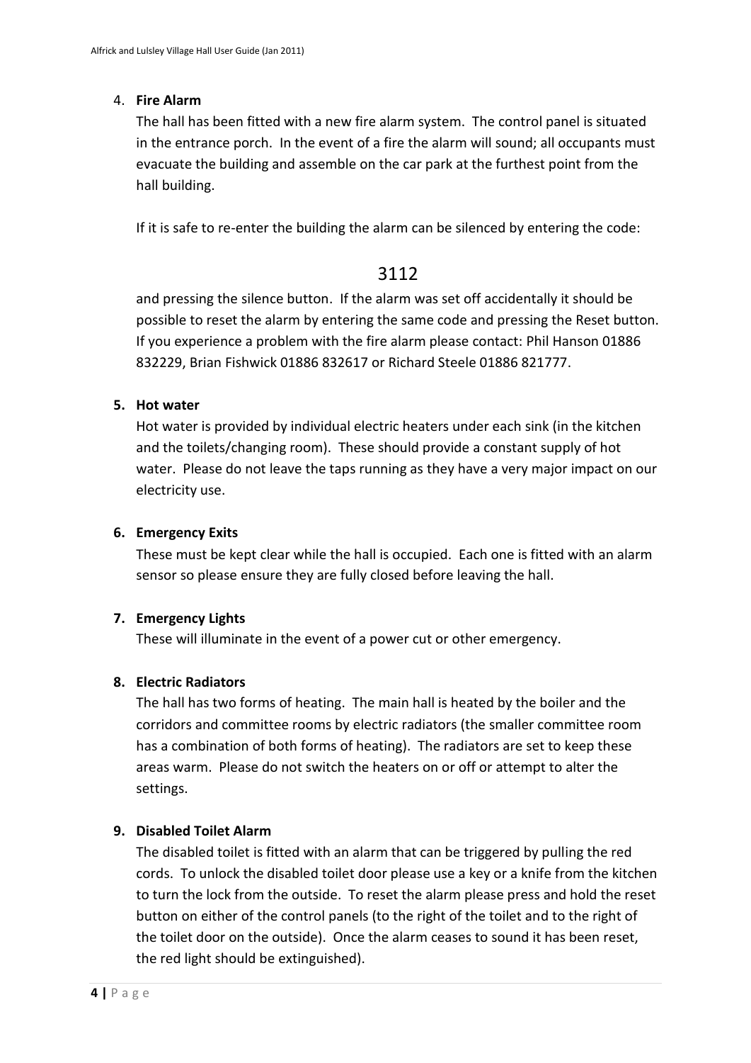4. **Fire Alarm**

   The hall has been fitted with a new fire alarm system. The control panel is situated in the entrance porch. In the event of a fire the alarm will sound; all occupants must evacuate the building and assemble on the car park at the furthest point from the hall building.

   If it is safe to re-enter the building the alarm can be silenced by entering the code:

   3112

   and pressing the silence button. If the alarm was set off accidentally it should be possible to reset the alarm by entering the same code and pressing the Reset button. If you experience a problem with the fire alarm please contact: Phil Hanson 01886 832229, Brian Fishwick 01886 832617 or Richard Steele 01886 821777.

5. **Hot water**

   Hot water is provided by individual electric heaters under each sink (in the kitchen and the toilets/changing room). These should provide a constant supply of hot water. Please do not leave the taps running as they have a very major impact on our electricity use.

6. **Emergency Exits**

   These must be kept clear while the hall is occupied. Each one is fitted with an alarm sensor so please ensure they are fully closed before leaving the hall.

7. **Emergency Lights**

   These will illuminate in the event of a power cut or other emergency.

8. **Electric Radiators**

   The hall has two forms of heating. The main hall is heated by the boiler and the corridors and committee rooms by electric radiators (the smaller committee room has a combination of both forms of heating). The radiators are set to keep these areas warm. Please do not switch the heaters on or off or attempt to alter the settings.

9. **Disabled Toilet Alarm**

   The disabled toilet is fitted with an alarm that can be triggered by pulling the red cords. To unlock the disabled toilet door please use a key or a knife from the kitchen to turn the lock from the outside. To reset the alarm please press and hold the reset button on either of the control panels (to the right of the toilet and to the right of the toilet door on the outside). Once the alarm ceases to sound it has been reset, the red light should be extinguished).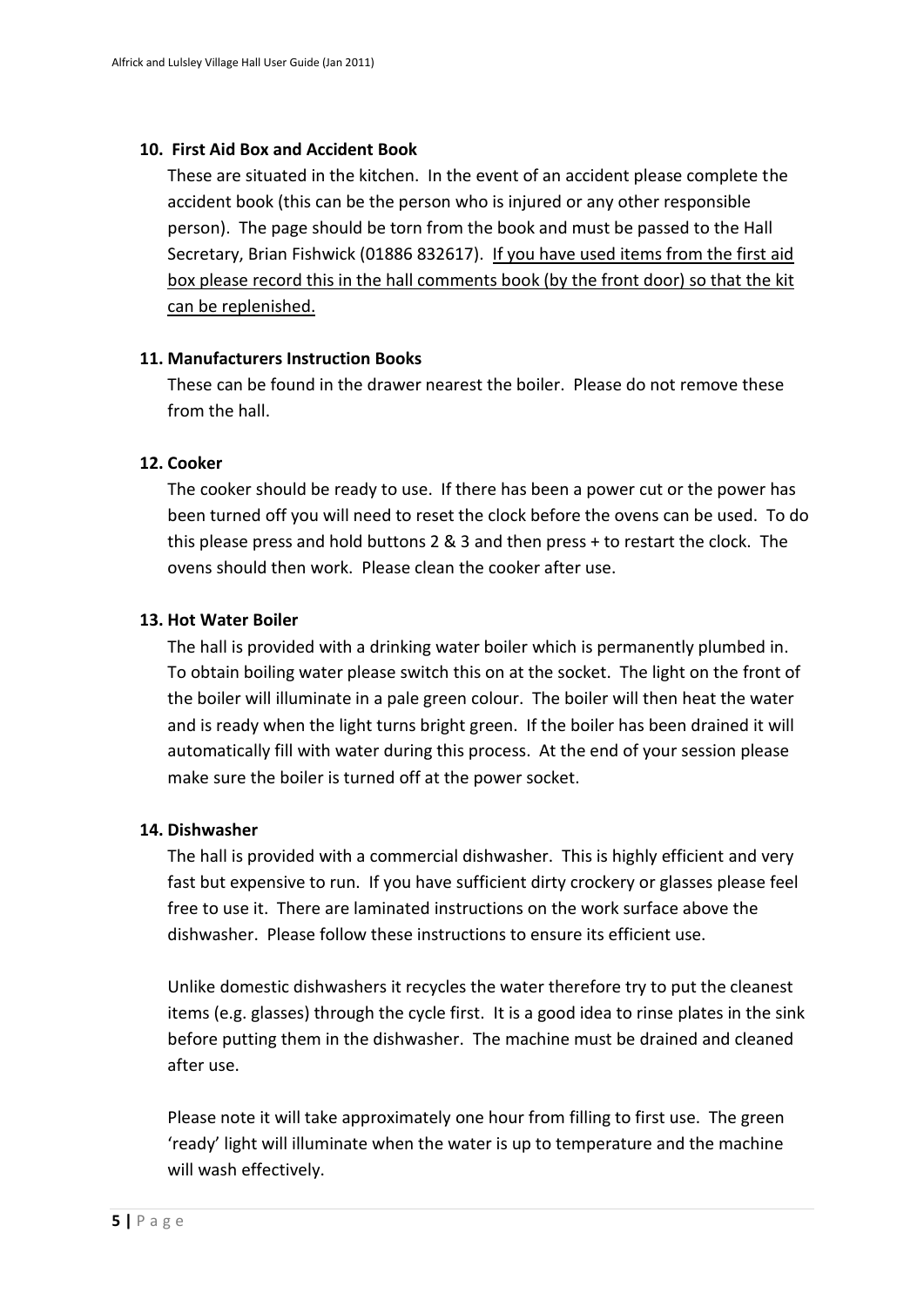### 10. First Aid Box and Accident Book

These are situated in the kitchen. In the event of an accident please complete the accident book (this can be the person who is injured or any other responsible person). The page should be torn from the book and must be passed to the Hall Secretary, Brian Fishwick (01886 832617). <u>If you have used items from the first aid box please record this in the hall comments book (by the front door) so that the kit can be replenished.</u>

### 11. Manufacturers Instruction Books

These can be found in the drawer nearest the boiler. Please do not remove these from the hall.

### 12. Cooker

The cooker should be ready to use. If there has been a power cut or the power has been turned off you will need to reset the clock before the ovens can be used. To do this please press and hold buttons 2 & 3 and then press + to restart the clock. The ovens should then work. Please clean the cooker after use.

### 13. Hot Water Boiler

The hall is provided with a drinking water boiler which is permanently plumbed in. To obtain boiling water please switch this on at the socket. The light on the front of the boiler will illuminate in a pale green colour. The boiler will then heat the water and is ready when the light turns bright green. If the boiler has been drained it will automatically fill with water during this process. At the end of your session please make sure the boiler is turned off at the power socket.

### 14. Dishwasher

The hall is provided with a commercial dishwasher. This is highly efficient and very fast but expensive to run. If you have sufficient dirty crockery or glasses please feel free to use it. There are laminated instructions on the work surface above the dishwasher. Please follow these instructions to ensure its efficient use.

Unlike domestic dishwashers it recycles the water therefore try to put the cleanest items (e.g. glasses) through the cycle first. It is a good idea to rinse plates in the sink before putting them in the dishwasher. The machine must be drained and cleaned after use.

Please note it will take approximately one hour from filling to first use. The green 'ready' light will illuminate when the water is up to temperature and the machine will wash effectively.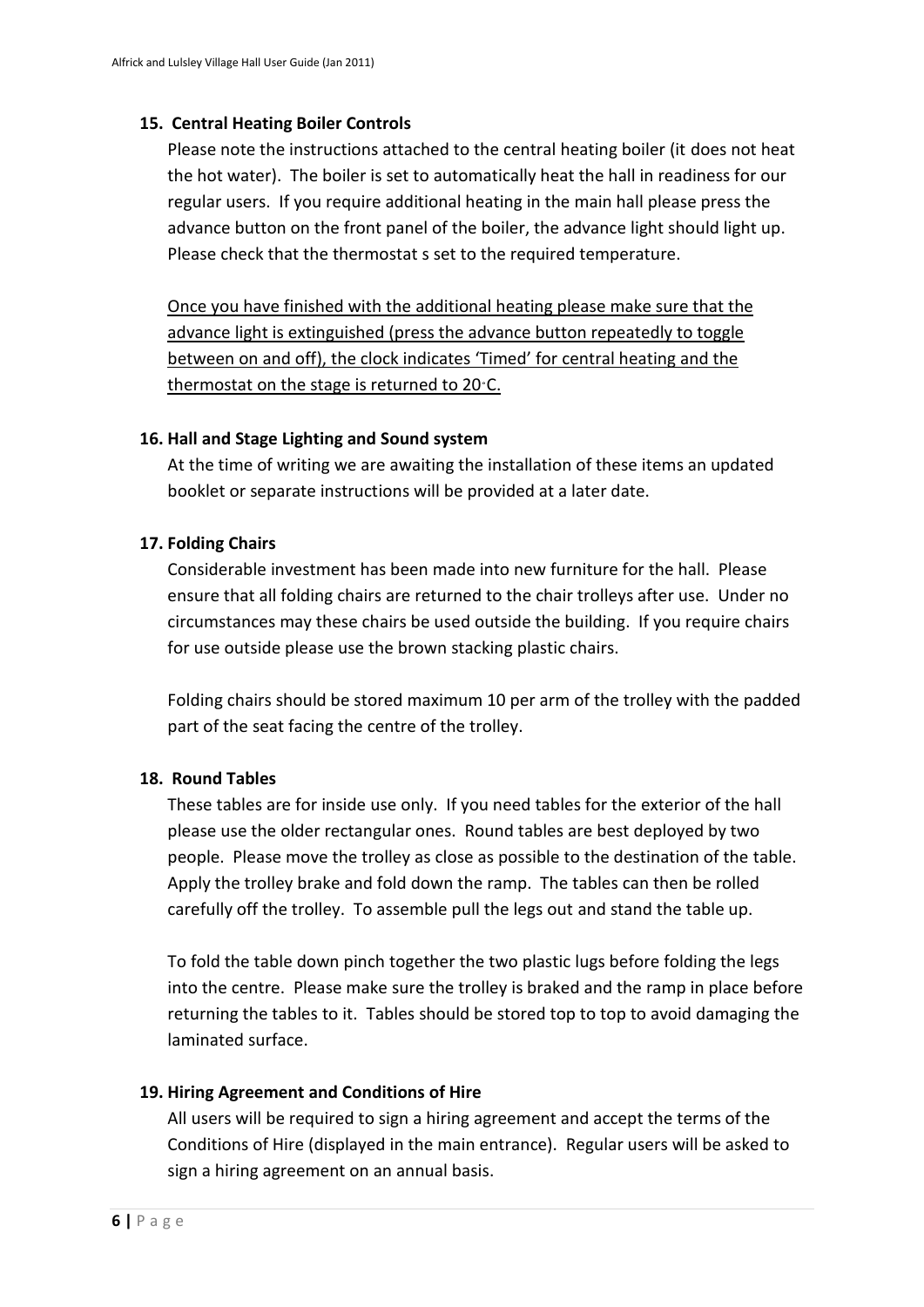### 15. Central Heating Boiler Controls

Please note the instructions attached to the central heating boiler (it does not heat the hot water). The boiler is set to automatically heat the hall in readiness for our regular users. If you require additional heating in the main hall please press the advance button on the front panel of the boiler, the advance light should light up. Please check that the thermostat s set to the required temperature.

<u>Once you have finished with the additional heating please make sure that the advance light is extinguished (press the advance button repeatedly to toggle between on and off), the clock indicates 'Timed' for central heating and the thermostat on the stage is returned to 20°C.</u>

### 16. Hall and Stage Lighting and Sound system

At the time of writing we are awaiting the installation of these items an updated booklet or separate instructions will be provided at a later date.

### 17. Folding Chairs

Considerable investment has been made into new furniture for the hall. Please ensure that all folding chairs are returned to the chair trolleys after use. Under no circumstances may these chairs be used outside the building. If you require chairs for use outside please use the brown stacking plastic chairs.

Folding chairs should be stored maximum 10 per arm of the trolley with the padded part of the seat facing the centre of the trolley.

### 18. Round Tables

These tables are for inside use only. If you need tables for the exterior of the hall please use the older rectangular ones. Round tables are best deployed by two people. Please move the trolley as close as possible to the destination of the table. Apply the trolley brake and fold down the ramp. The tables can then be rolled carefully off the trolley. To assemble pull the legs out and stand the table up.

To fold the table down pinch together the two plastic lugs before folding the legs into the centre. Please make sure the trolley is braked and the ramp in place before returning the tables to it. Tables should be stored top to top to avoid damaging the laminated surface.

### 19. Hiring Agreement and Conditions of Hire

All users will be required to sign a hiring agreement and accept the terms of the Conditions of Hire (displayed in the main entrance). Regular users will be asked to sign a hiring agreement on an annual basis.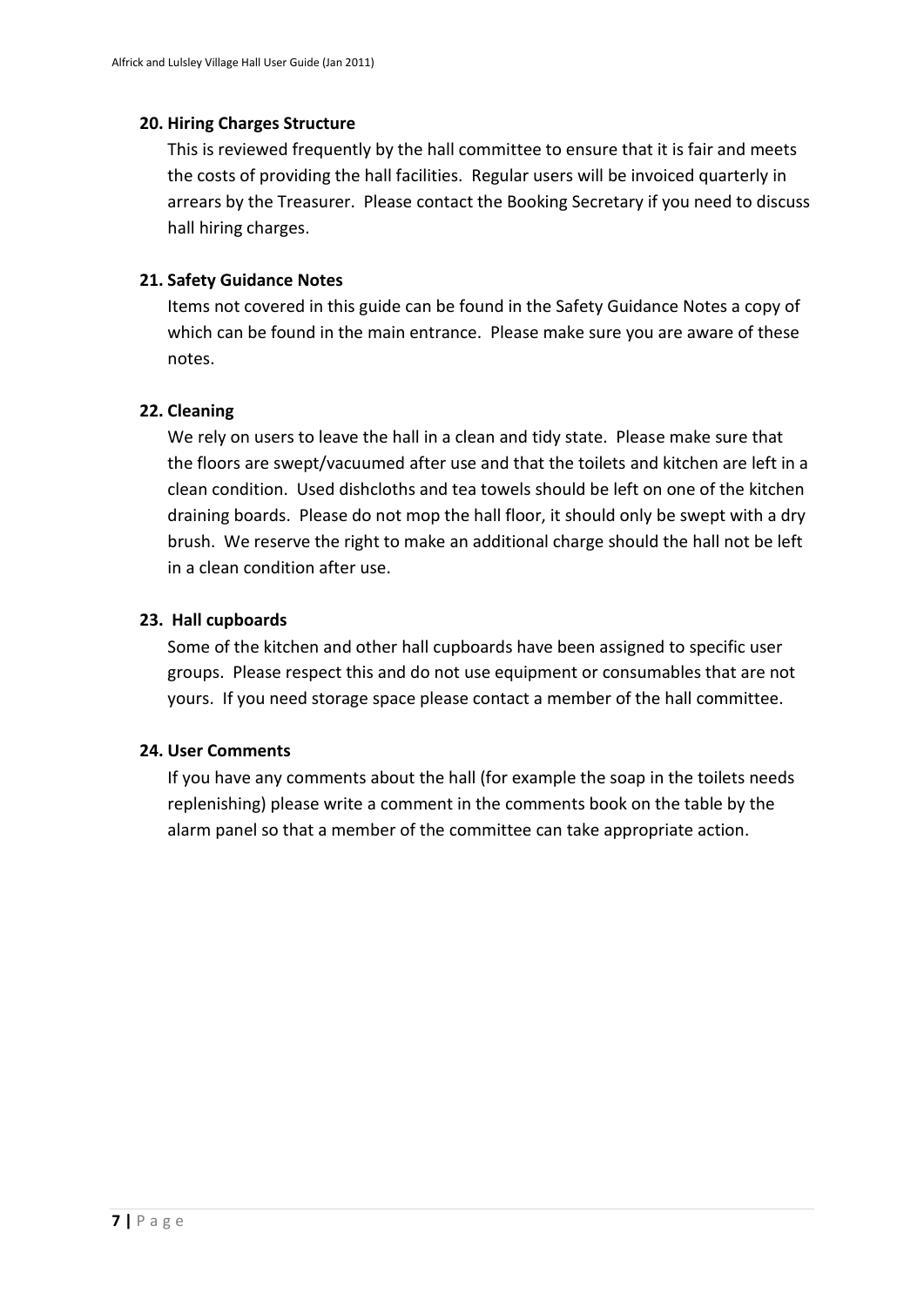**20. Hiring Charges Structure**

This is reviewed frequently by the hall committee to ensure that it is fair and meets the costs of providing the hall facilities. Regular users will be invoiced quarterly in arrears by the Treasurer. Please contact the Booking Secretary if you need to discuss hall hiring charges.

**21. Safety Guidance Notes**

Items not covered in this guide can be found in the Safety Guidance Notes a copy of which can be found in the main entrance. Please make sure you are aware of these notes.

**22. Cleaning**

We rely on users to leave the hall in a clean and tidy state. Please make sure that the floors are swept/vacuumed after use and that the toilets and kitchen are left in a clean condition. Used dishcloths and tea towels should be left on one of the kitchen draining boards. Please do not mop the hall floor, it should only be swept with a dry brush. We reserve the right to make an additional charge should the hall not be left in a clean condition after use.

**23. Hall cupboards**

Some of the kitchen and other hall cupboards have been assigned to specific user groups. Please respect this and do not use equipment or consumables that are not yours. If you need storage space please contact a member of the hall committee.

**24. User Comments**

If you have any comments about the hall (for example the soap in the toilets needs replenishing) please write a comment in the comments book on the table by the alarm panel so that a member of the committee can take appropriate action.